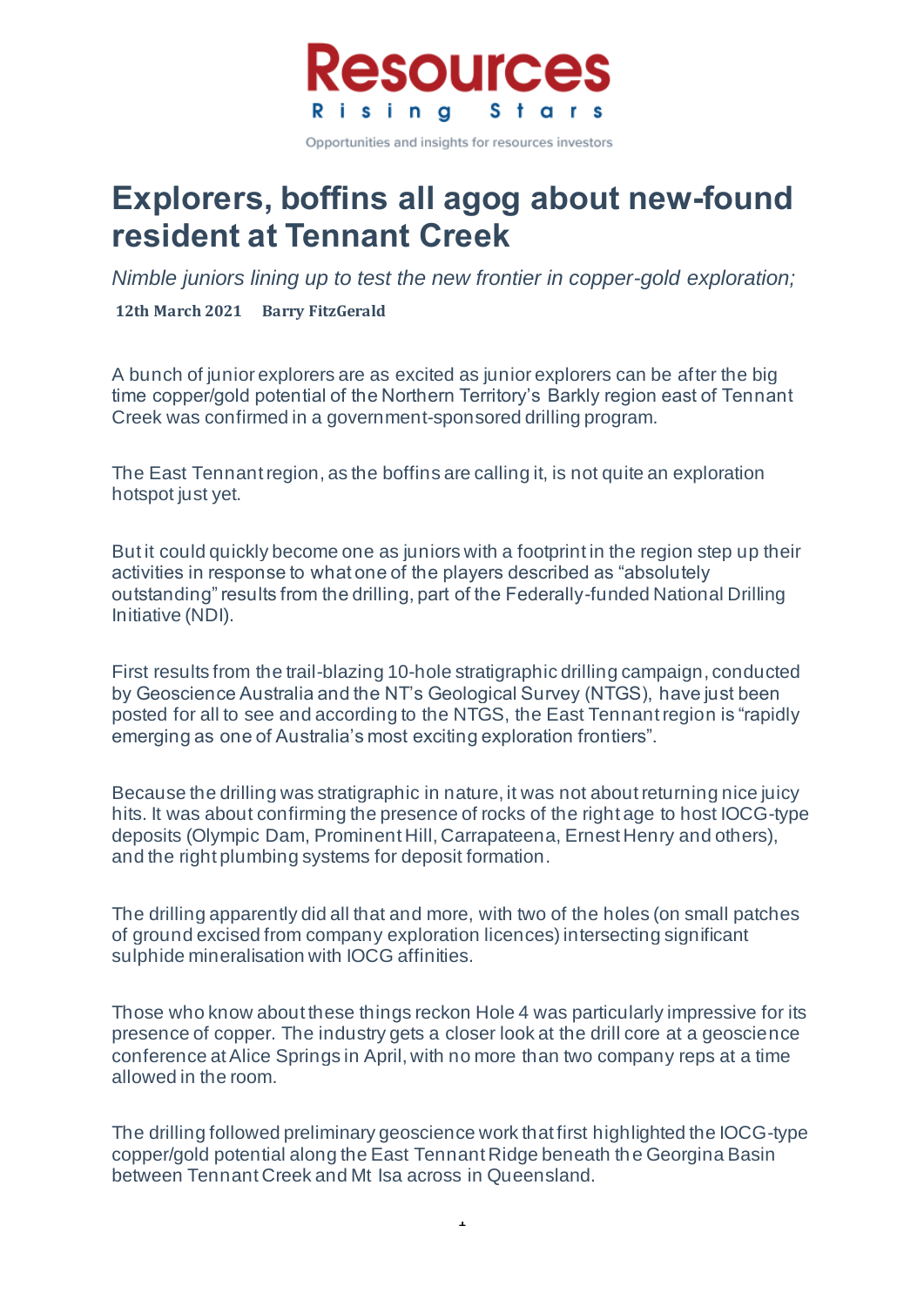Resources Rising Stars

Opportunities and insights for resources investors

# Explorers, boffins all agog about new-found resident at Tennant Creek

*Nimble juniors lining up to test the new frontier in copper-gold exploration;*

**12th March 2021 Barry FitzGerald**

A bunch of junior explorers are as excited as junior explorers can be after the big time copper/gold potential of the Northern Territory's Barkly region east of Tennant Creek was confirmed in a government-sponsored drilling program.

The East Tennant region, as the boffins are calling it, is not quite an exploration hotspot just yet.

But it could quickly become one as juniors with a footprint in the region step up their activities in response to what one of the players described as "absolutely outstanding" results from the drilling, part of the Federally-funded National Drilling Initiative (NDI).

First results from the trail-blazing 10-hole stratigraphic drilling campaign, conducted by Geoscience Australia and the NT's Geological Survey (NTGS), have just been posted for all to see and according to the NTGS, the East Tennant region is "rapidly emerging as one of Australia's most exciting exploration frontiers".

Because the drilling was stratigraphic in nature, it was not about returning nice juicy hits. It was about confirming the presence of rocks of the right age to host IOCG-type deposits (Olympic Dam, Prominent Hill, Carrapateena, Ernest Henry and others), and the right plumbing systems for deposit formation.

The drilling apparently did all that and more, with two of the holes (on small patches of ground excised from company exploration licences) intersecting significant sulphide mineralisation with IOCG affinities.

Those who know about these things reckon Hole 4 was particularly impressive for its presence of copper. The industry gets a closer look at the drill core at a geoscience conference at Alice Springs in April, with no more than two company reps at a time allowed in the room.

The drilling followed preliminary geoscience work that first highlighted the IOCG-type copper/gold potential along the East Tennant Ridge beneath the Georgina Basin between Tennant Creek and Mt Isa across in Queensland.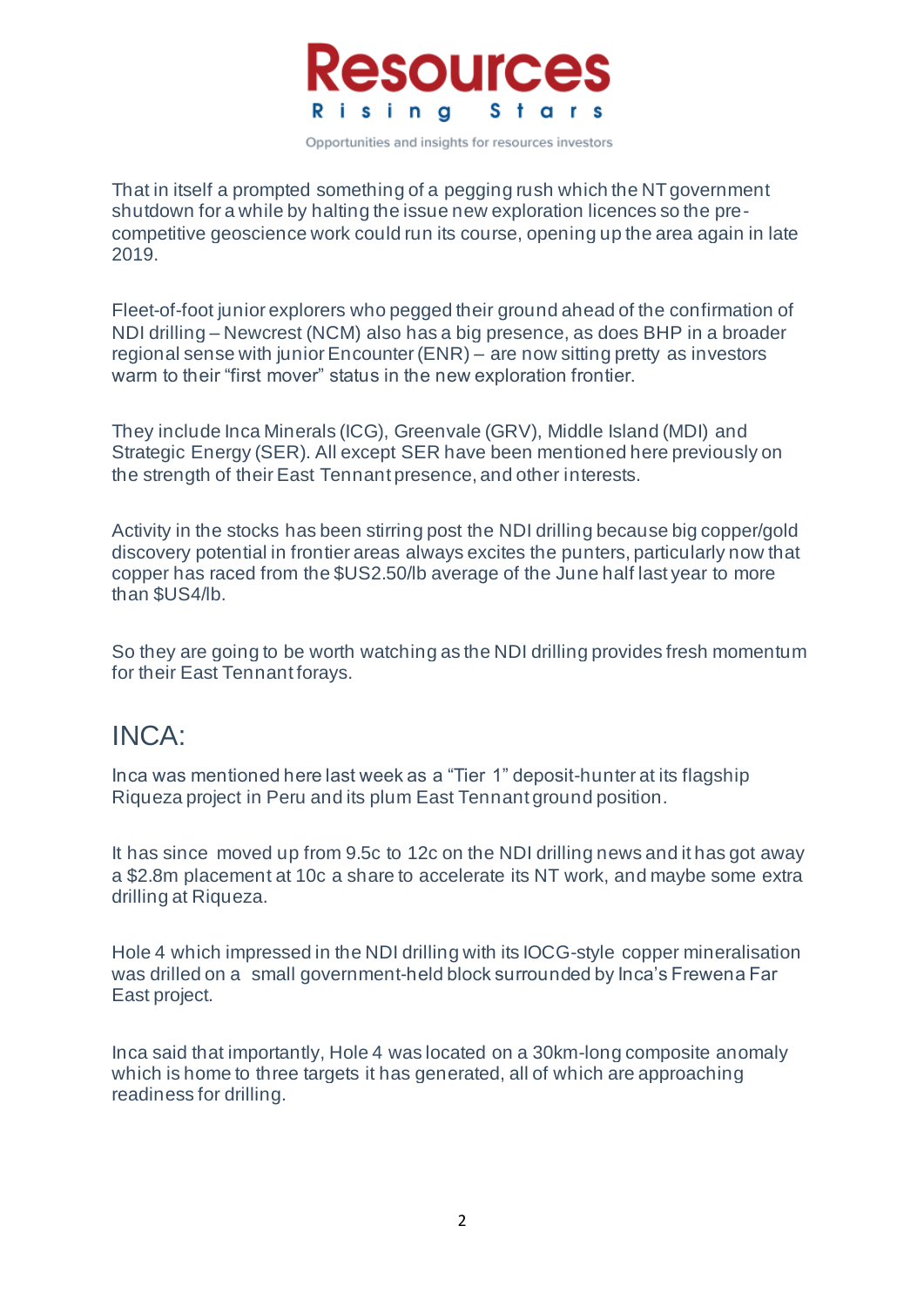That in itself a prompted something of a pegging rush which the NT government shutdown for a while by halting the issue new exploration licences so the pre-competitive geoscience work could run its course, opening up the area again in late 2019.

Fleet-of-foot junior explorers who pegged their ground ahead of the confirmation of NDI drilling – Newcrest (NCM) also has a big presence, as does BHP in a broader regional sense with junior Encounter (ENR) – are now sitting pretty as investors warm to their "first mover" status in the new exploration frontier.

They include Inca Minerals (ICG), Greenvale (GRV), Middle Island (MDI) and Strategic Energy (SER). All except SER have been mentioned here previously on the strength of their East Tennant presence, and other interests.

Activity in the stocks has been stirring post the NDI drilling because big copper/gold discovery potential in frontier areas always excites the punters, particularly now that copper has raced from the $US2.50/lb average of the June half last year to more than $US4/lb.

So they are going to be worth watching as the NDI drilling provides fresh momentum for their East Tennant forays.

## INCA:

Inca was mentioned here last week as a "Tier 1" deposit-hunter at its flagship Riqueza project in Peru and its plum East Tennant ground position.

It has since moved up from 9.5c to 12c on the NDI drilling news and it has got away a $2.8m placement at 10c a share to accelerate its NT work, and maybe some extra drilling at Riqueza.

Hole 4 which impressed in the NDI drilling with its IOCG-style copper mineralisation was drilled on a small government-held block surrounded by Inca's Frewena Far East project.

Inca said that importantly, Hole 4 was located on a 30km-long composite anomaly which is home to three targets it has generated, all of which are approaching readiness for drilling.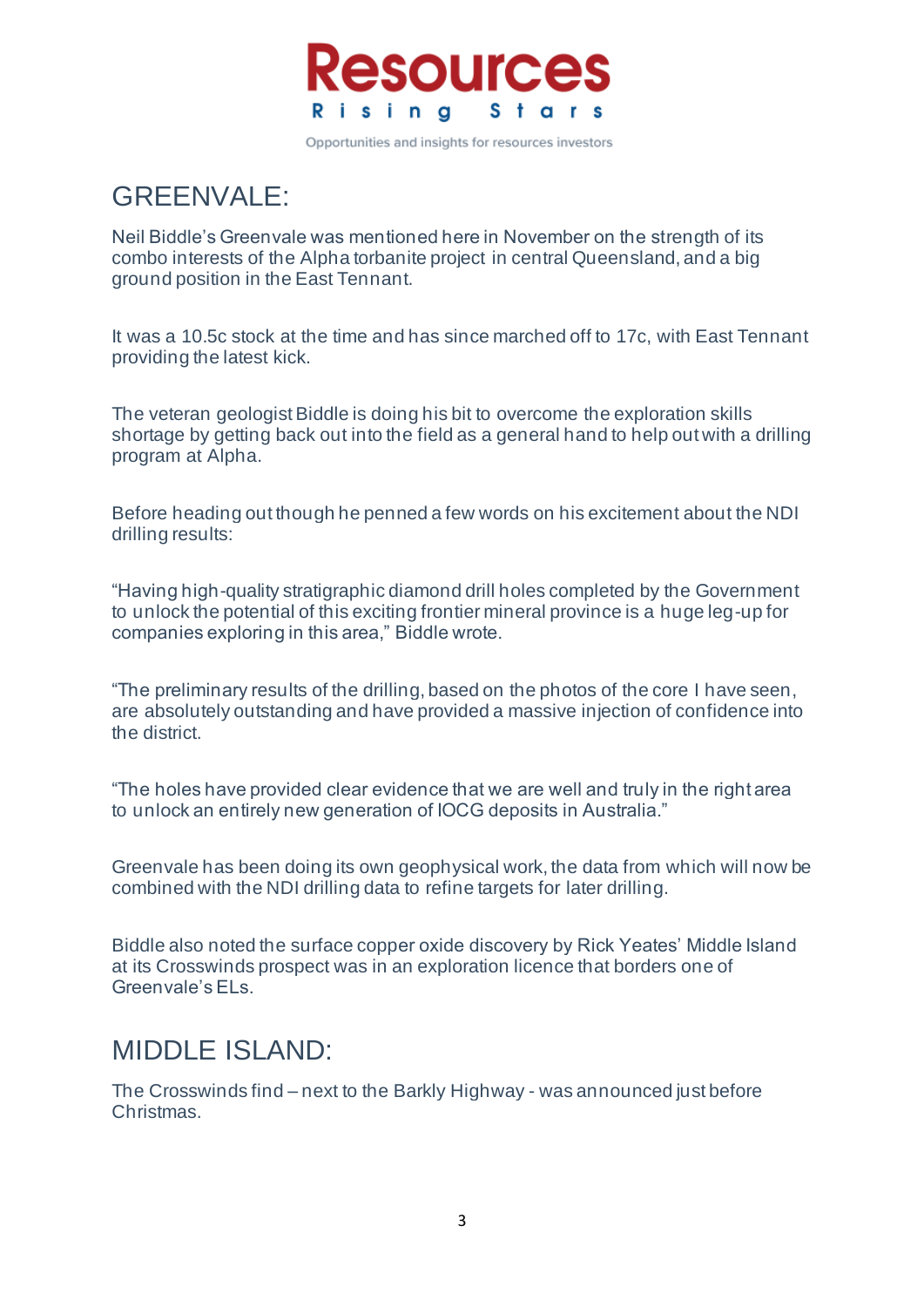## GREENVALE:

Neil Biddle's Greenvale was mentioned here in November on the strength of its combo interests of the Alpha torbanite project in central Queensland, and a big ground position in the East Tennant.

It was a 10.5c stock at the time and has since marched off to 17c, with East Tennant providing the latest kick.

The veteran geologist Biddle is doing his bit to overcome the exploration skills shortage by getting back out into the field as a general hand to help out with a drilling program at Alpha.

Before heading out though he penned a few words on his excitement about the NDI drilling results:

"Having high-quality stratigraphic diamond drill holes completed by the Government to unlock the potential of this exciting frontier mineral province is a huge leg-up for companies exploring in this area," Biddle wrote.

"The preliminary results of the drilling, based on the photos of the core I have seen, are absolutely outstanding and have provided a massive injection of confidence into the district.

"The holes have provided clear evidence that we are well and truly in the right area to unlock an entirely new generation of IOCG deposits in Australia."

Greenvale has been doing its own geophysical work, the data from which will now be combined with the NDI drilling data to refine targets for later drilling.

Biddle also noted the surface copper oxide discovery by Rick Yeates' Middle Island at its Crosswinds prospect was in an exploration licence that borders one of Greenvale's ELs.

## MIDDLE ISLAND:

The Crosswinds find – next to the Barkly Highway - was announced just before Christmas.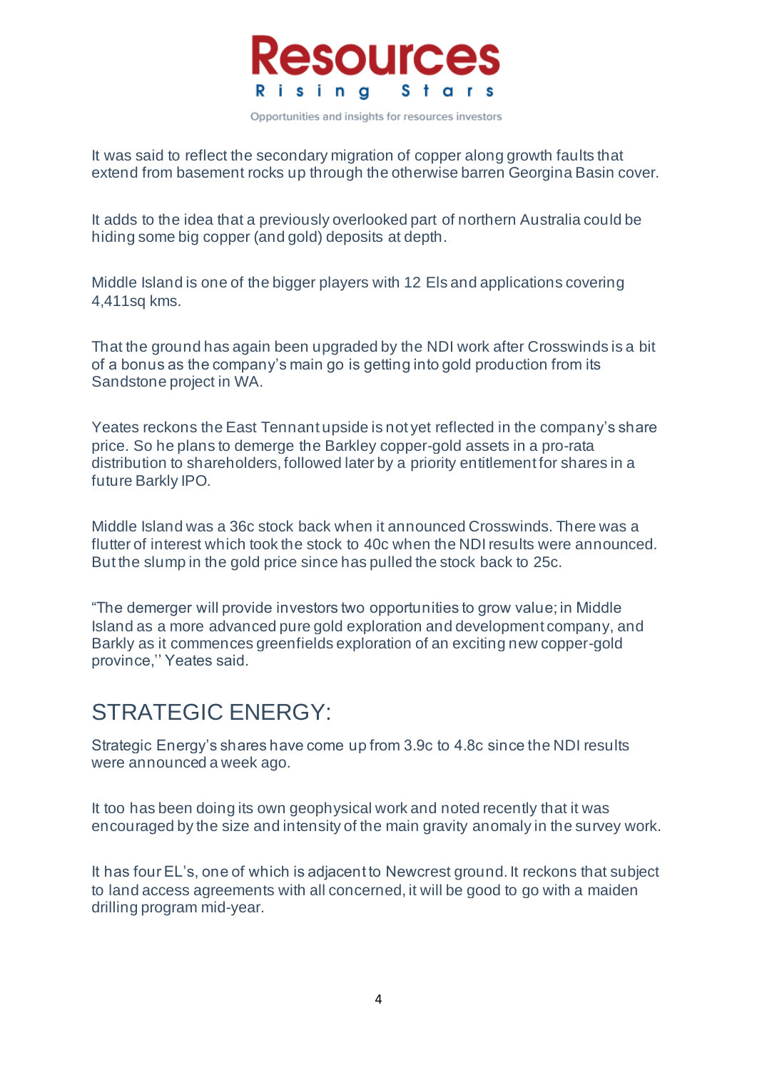It was said to reflect the secondary migration of copper along growth faults that extend from basement rocks up through the otherwise barren Georgina Basin cover.

It adds to the idea that a previously overlooked part of northern Australia could be hiding some big copper (and gold) deposits at depth.

Middle Island is one of the bigger players with 12 Els and applications covering 4,411sq kms.

That the ground has again been upgraded by the NDI work after Crosswinds is a bit of a bonus as the company's main go is getting into gold production from its Sandstone project in WA.

Yeates reckons the East Tennant upside is not yet reflected in the company's share price. So he plans to demerge the Barkley copper-gold assets in a pro-rata distribution to shareholders, followed later by a priority entitlement for shares in a future Barkly IPO.

Middle Island was a 36c stock back when it announced Crosswinds. There was a flutter of interest which took the stock to 40c when the NDI results were announced. But the slump in the gold price since has pulled the stock back to 25c.

"The demerger will provide investors two opportunities to grow value; in Middle Island as a more advanced pure gold exploration and development company, and Barkly as it commences greenfields exploration of an exciting new copper-gold province,'' Yeates said.

## STRATEGIC ENERGY:

Strategic Energy's shares have come up from 3.9c to 4.8c since the NDI results were announced a week ago.

It too has been doing its own geophysical work and noted recently that it was encouraged by the size and intensity of the main gravity anomaly in the survey work.

It has four EL's, one of which is adjacent to Newcrest ground. It reckons that subject to land access agreements with all concerned, it will be good to go with a maiden drilling program mid-year.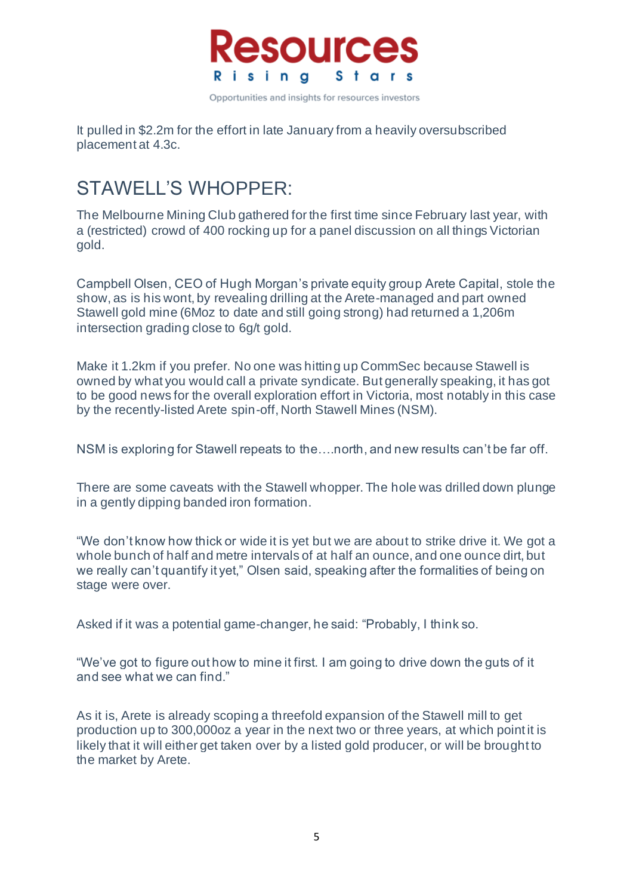It pulled in $2.2m for the effort in late January from a heavily oversubscribed placement at 4.3c.

## STAWELL'S WHOPPER:

The Melbourne Mining Club gathered for the first time since February last year, with a (restricted) crowd of 400 rocking up for a panel discussion on all things Victorian gold.

Campbell Olsen, CEO of Hugh Morgan's private equity group Arete Capital, stole the show, as is his wont, by revealing drilling at the Arete-managed and part owned Stawell gold mine (6Moz to date and still going strong) had returned a 1,206m intersection grading close to 6g/t gold.

Make it 1.2km if you prefer. No one was hitting up CommSec because Stawell is owned by what you would call a private syndicate. But generally speaking, it has got to be good news for the overall exploration effort in Victoria, most notably in this case by the recently-listed Arete spin-off, North Stawell Mines (NSM).

NSM is exploring for Stawell repeats to the….north, and new results can't be far off.

There are some caveats with the Stawell whopper. The hole was drilled down plunge in a gently dipping banded iron formation.

"We don't know how thick or wide it is yet but we are about to strike drive it. We got a whole bunch of half and metre intervals of at half an ounce, and one ounce dirt, but we really can't quantify it yet," Olsen said, speaking after the formalities of being on stage were over.

Asked if it was a potential game-changer, he said: "Probably, I think so.

"We've got to figure out how to mine it first. I am going to drive down the guts of it and see what we can find."

As it is, Arete is already scoping a threefold expansion of the Stawell mill to get production up to 300,000oz a year in the next two or three years, at which point it is likely that it will either get taken over by a listed gold producer, or will be brought to the market by Arete.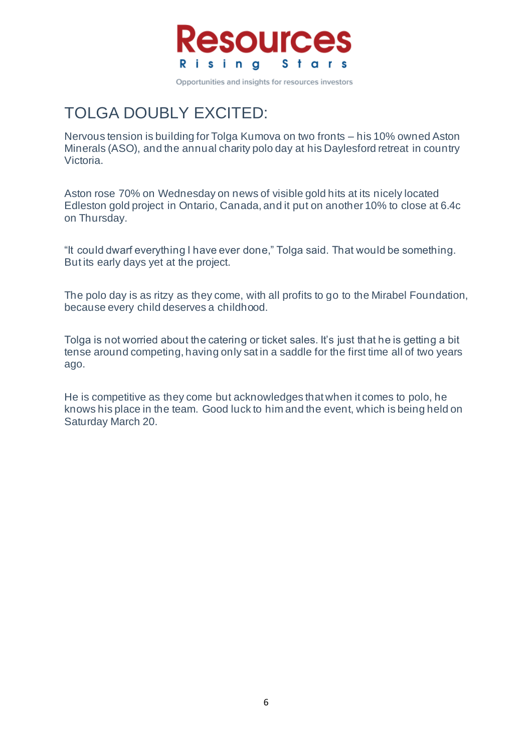# TOLGA DOUBLY EXCITED:

Nervous tension is building for Tolga Kumova on two fronts – his 10% owned Aston Minerals (ASO), and the annual charity polo day at his Daylesford retreat in country Victoria.

Aston rose 70% on Wednesday on news of visible gold hits at its nicely located Edleston gold project in Ontario, Canada, and it put on another 10% to close at 6.4c on Thursday.

"It could dwarf everything I have ever done," Tolga said. That would be something. But its early days yet at the project.

The polo day is as ritzy as they come, with all profits to go to the Mirabel Foundation, because every child deserves a childhood.

Tolga is not worried about the catering or ticket sales. It's just that he is getting a bit tense around competing, having only sat in a saddle for the first time all of two years ago.

He is competitive as they come but acknowledges that when it comes to polo, he knows his place in the team. Good luck to him and the event, which is being held on Saturday March 20.